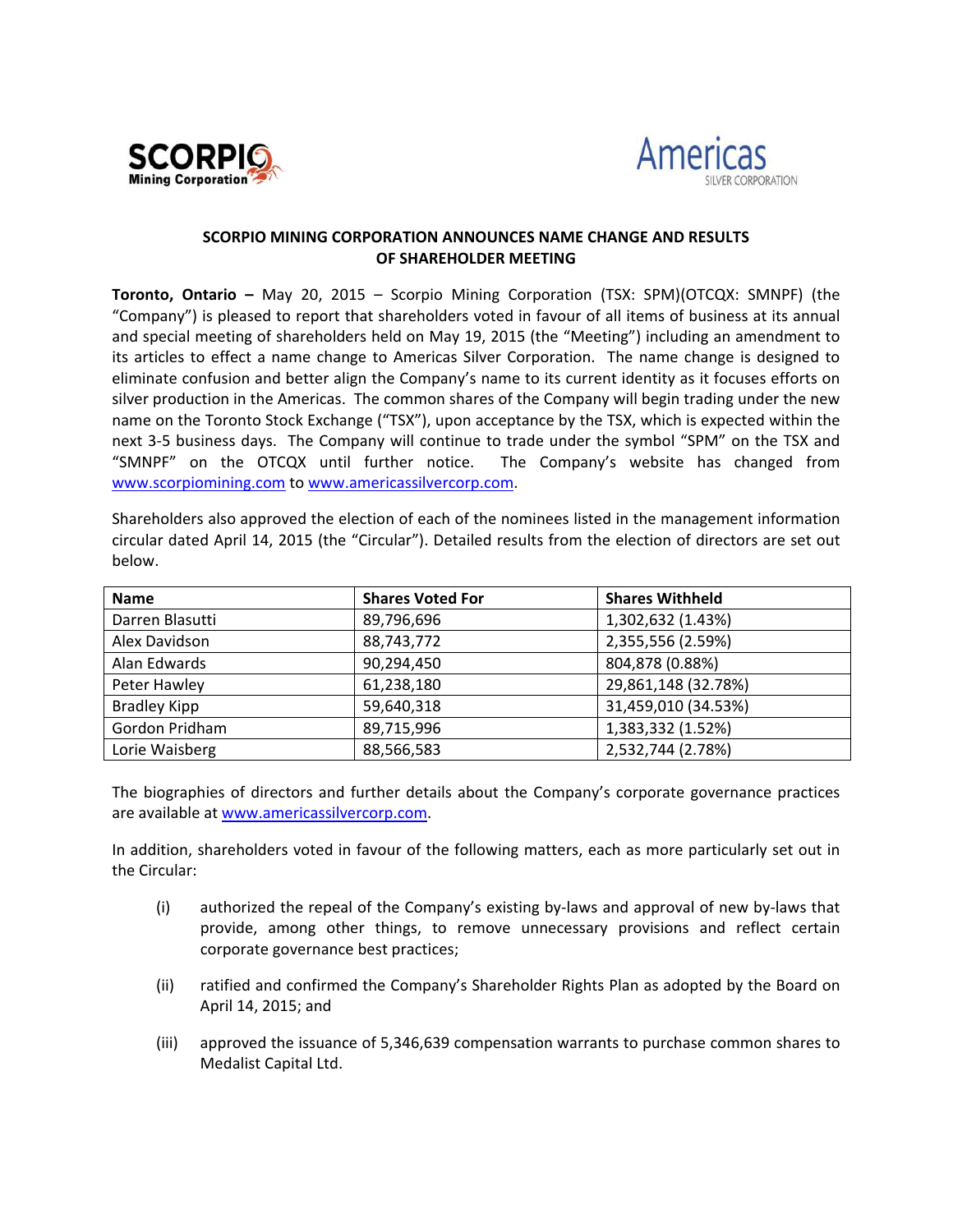## SCORPIO MINING CORPORATION ANNOUNCES NAME CHANGE AND RESULTS OF SHAREHOLDER MEETING

**Toronto, Ontario –** May 20, 2015 – Scorpio Mining Corporation (TSX: SPM)(OTCQX: SMNPF) (the "Company") is pleased to report that shareholders voted in favour of all items of business at its annual and special meeting of shareholders held on May 19, 2015 (the "Meeting") including an amendment to its articles to effect a name change to Americas Silver Corporation. The name change is designed to eliminate confusion and better align the Company's name to its current identity as it focuses efforts on silver production in the Americas. The common shares of the Company will begin trading under the new name on the Toronto Stock Exchange ("TSX"), upon acceptance by the TSX, which is expected within the next 3-5 business days. The Company will continue to trade under the symbol "SPM" on the TSX and "SMNPF" on the OTCQX until further notice. The Company's website has changed from www.scorpiomining.com to www.americassilvercorp.com.

Shareholders also approved the election of each of the nominees listed in the management information circular dated April 14, 2015 (the "Circular"). Detailed results from the election of directors are set out below.

| Name | Shares Voted For | Shares Withheld |
| --- | --- | --- |
| Darren Blasutti | 89,796,696 | 1,302,632 (1.43%) |
| Alex Davidson | 88,743,772 | 2,355,556 (2.59%) |
| Alan Edwards | 90,294,450 | 804,878 (0.88%) |
| Peter Hawley | 61,238,180 | 29,861,148 (32.78%) |
| Bradley Kipp | 59,640,318 | 31,459,010 (34.53%) |
| Gordon Pridham | 89,715,996 | 1,383,332 (1.52%) |
| Lorie Waisberg | 88,566,583 | 2,532,744 (2.78%) |

The biographies of directors and further details about the Company's corporate governance practices are available at www.americassilvercorp.com.

In addition, shareholders voted in favour of the following matters, each as more particularly set out in the Circular:

(i) authorized the repeal of the Company's existing by-laws and approval of new by-laws that provide, among other things, to remove unnecessary provisions and reflect certain corporate governance best practices;

(ii) ratified and confirmed the Company's Shareholder Rights Plan as adopted by the Board on April 14, 2015; and

(iii) approved the issuance of 5,346,639 compensation warrants to purchase common shares to Medalist Capital Ltd.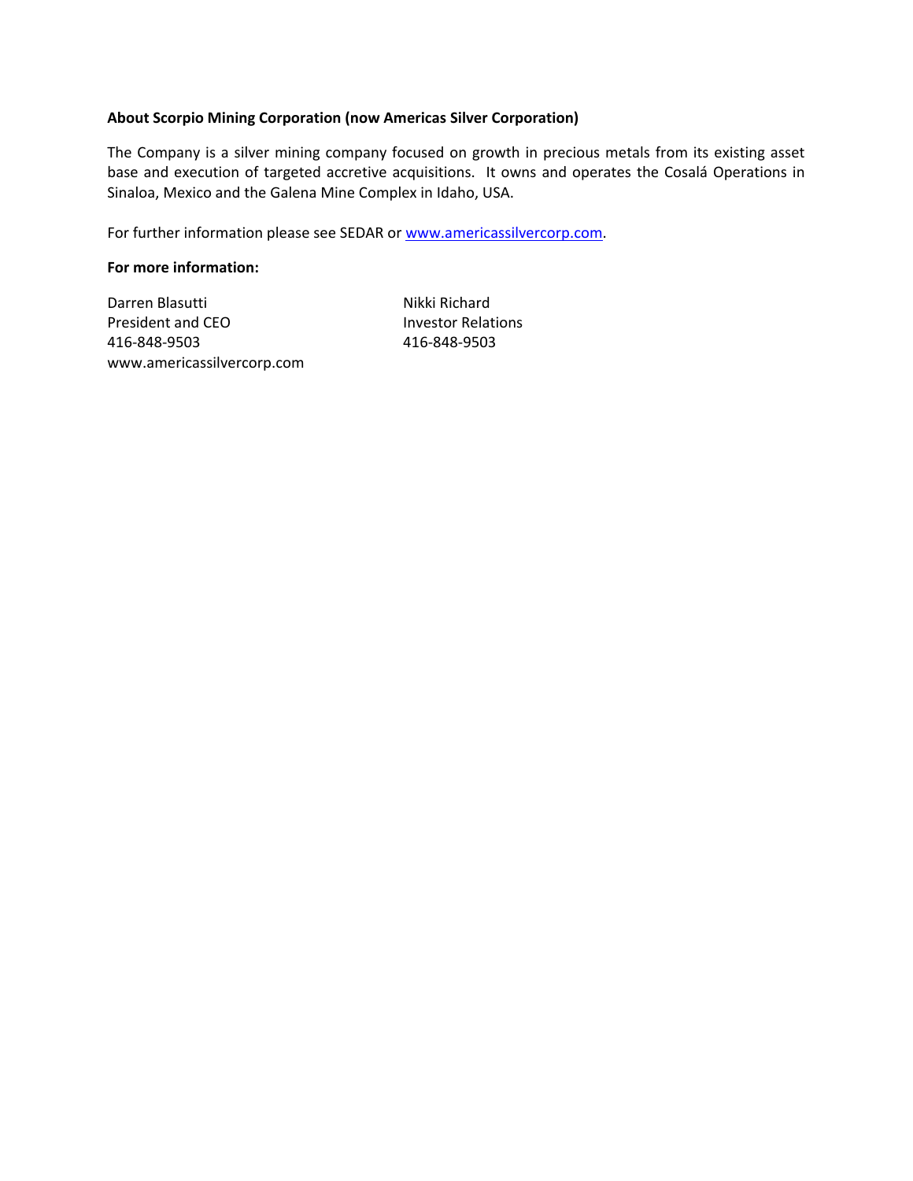**About Scorpio Mining Corporation (now Americas Silver Corporation)**

The Company is a silver mining company focused on growth in precious metals from its existing asset base and execution of targeted accretive acquisitions. It owns and operates the Cosalá Operations in Sinaloa, Mexico and the Galena Mine Complex in Idaho, USA.

For further information please see SEDAR or [www.americassilvercorp.com](http://www.americassilvercorp.com).

**For more information:**

Darren Blasutti
President and CEO
416-848-9503
www.americassilvercorp.com

Nikki Richard
Investor Relations
416-848-9503